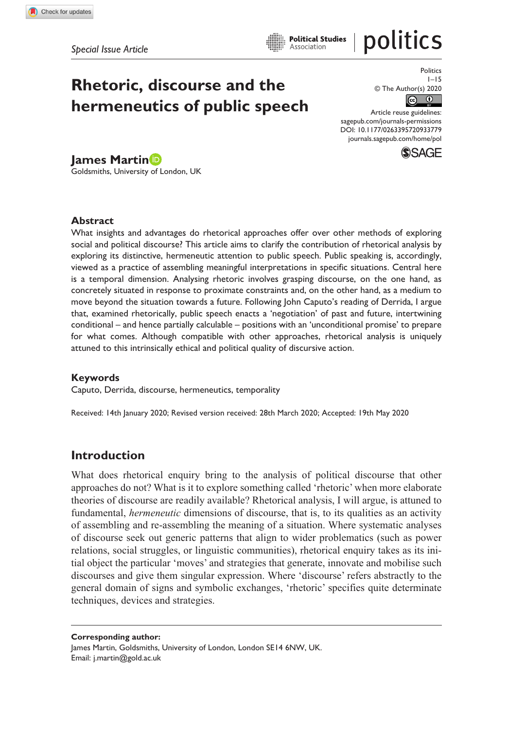Special Issue Article

# Rhetoric, discourse and the hermeneutics of public speech

Politics
1–15
© The Author(s) 2020
Article reuse guidelines:
sagepub.com/journals-permissions
DOI: 10.1177/0263395720933779
journals.sagepub.com/home/pol

**James Martin**
Goldsmiths, University of London, UK

## Abstract

What insights and advantages do rhetorical approaches offer over other methods of exploring social and political discourse? This article aims to clarify the contribution of rhetorical analysis by exploring its distinctive, hermeneutic attention to public speech. Public speaking is, accordingly, viewed as a practice of assembling meaningful interpretations in specific situations. Central here is a temporal dimension. Analysing rhetoric involves grasping discourse, on the one hand, as concretely situated in response to proximate constraints and, on the other hand, as a medium to move beyond the situation towards a future. Following John Caputo's reading of Derrida, I argue that, examined rhetorically, public speech enacts a 'negotiation' of past and future, intertwining conditional – and hence partially calculable – positions with an 'unconditional promise' to prepare for what comes. Although compatible with other approaches, rhetorical analysis is uniquely attuned to this intrinsically ethical and political quality of discursive action.

## Keywords

Caputo, Derrida, discourse, hermeneutics, temporality

Received: 14th January 2020; Revised version received: 28th March 2020; Accepted: 19th May 2020

## Introduction

What does rhetorical enquiry bring to the analysis of political discourse that other approaches do not? What is it to explore something called 'rhetoric' when more elaborate theories of discourse are readily available? Rhetorical analysis, I will argue, is attuned to fundamental, *hermeneutic* dimensions of discourse, that is, to its qualities as an activity of assembling and re-assembling the meaning of a situation. Where systematic analyses of discourse seek out generic patterns that align to wider problematics (such as power relations, social struggles, or linguistic communities), rhetorical enquiry takes as its initial object the particular 'moves' and strategies that generate, innovate and mobilise such discourses and give them singular expression. Where 'discourse' refers abstractly to the general domain of signs and symbolic exchanges, 'rhetoric' specifies quite determinate techniques, devices and strategies.

**Corresponding author:**
James Martin, Goldsmiths, University of London, London SE14 6NW, UK.
Email: j.martin@gold.ac.uk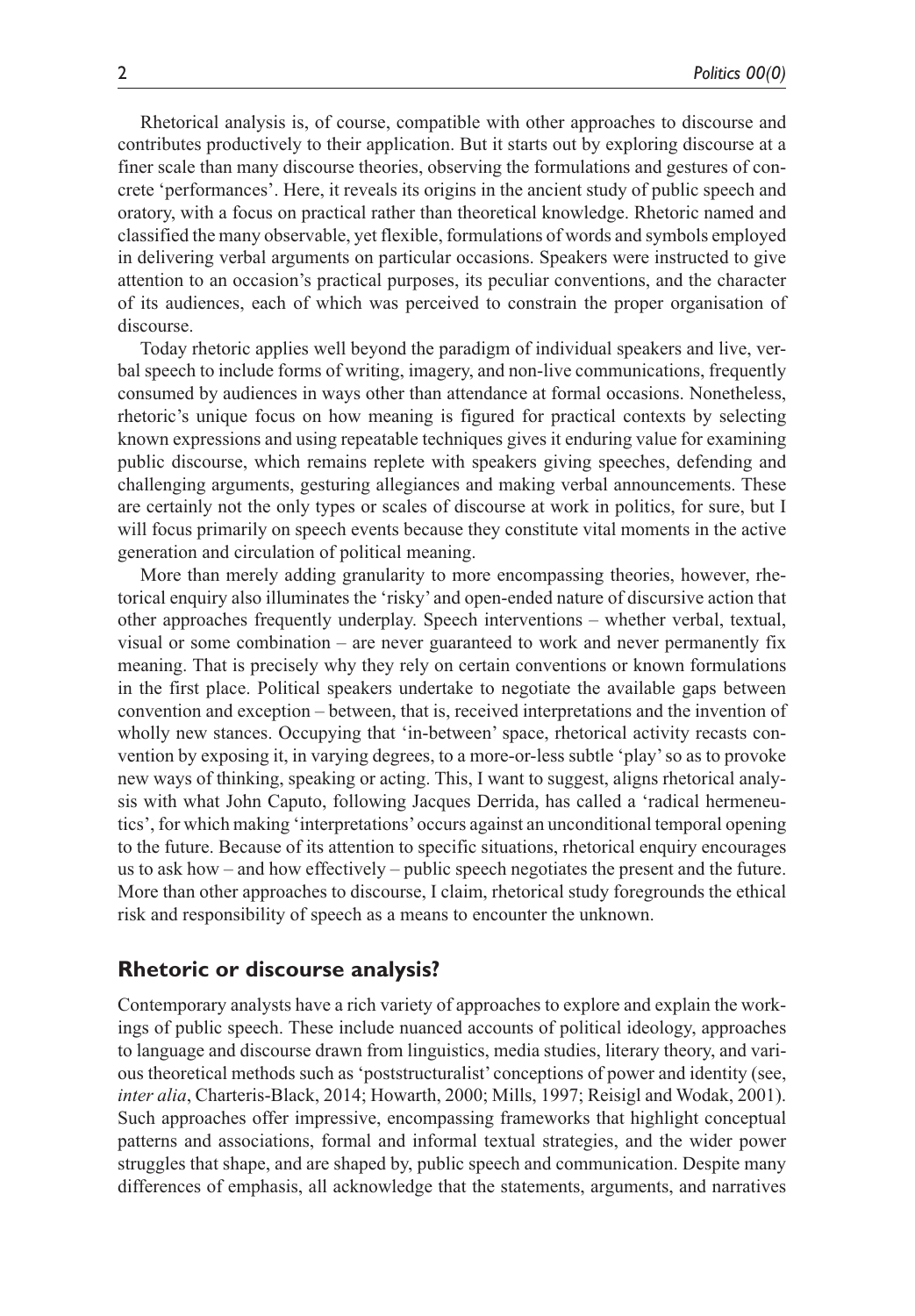Rhetorical analysis is, of course, compatible with other approaches to discourse and contributes productively to their application. But it starts out by exploring discourse at a finer scale than many discourse theories, observing the formulations and gestures of concrete 'performances'. Here, it reveals its origins in the ancient study of public speech and oratory, with a focus on practical rather than theoretical knowledge. Rhetoric named and classified the many observable, yet flexible, formulations of words and symbols employed in delivering verbal arguments on particular occasions. Speakers were instructed to give attention to an occasion's practical purposes, its peculiar conventions, and the character of its audiences, each of which was perceived to constrain the proper organisation of discourse.

Today rhetoric applies well beyond the paradigm of individual speakers and live, verbal speech to include forms of writing, imagery, and non-live communications, frequently consumed by audiences in ways other than attendance at formal occasions. Nonetheless, rhetoric's unique focus on how meaning is figured for practical contexts by selecting known expressions and using repeatable techniques gives it enduring value for examining public discourse, which remains replete with speakers giving speeches, defending and challenging arguments, gesturing allegiances and making verbal announcements. These are certainly not the only types or scales of discourse at work in politics, for sure, but I will focus primarily on speech events because they constitute vital moments in the active generation and circulation of political meaning.

More than merely adding granularity to more encompassing theories, however, rhetorical enquiry also illuminates the 'risky' and open-ended nature of discursive action that other approaches frequently underplay. Speech interventions – whether verbal, textual, visual or some combination – are never guaranteed to work and never permanently fix meaning. That is precisely why they rely on certain conventions or known formulations in the first place. Political speakers undertake to negotiate the available gaps between convention and exception – between, that is, received interpretations and the invention of wholly new stances. Occupying that 'in-between' space, rhetorical activity recasts convention by exposing it, in varying degrees, to a more-or-less subtle 'play' so as to provoke new ways of thinking, speaking or acting. This, I want to suggest, aligns rhetorical analysis with what John Caputo, following Jacques Derrida, has called a 'radical hermeneutics', for which making 'interpretations' occurs against an unconditional temporal opening to the future. Because of its attention to specific situations, rhetorical enquiry encourages us to ask how – and how effectively – public speech negotiates the present and the future. More than other approaches to discourse, I claim, rhetorical study foregrounds the ethical risk and responsibility of speech as a means to encounter the unknown.

## Rhetoric or discourse analysis?

Contemporary analysts have a rich variety of approaches to explore and explain the workings of public speech. These include nuanced accounts of political ideology, approaches to language and discourse drawn from linguistics, media studies, literary theory, and various theoretical methods such as 'poststructuralist' conceptions of power and identity (see, *inter alia*, Charteris-Black, 2014; Howarth, 2000; Mills, 1997; Reisigl and Wodak, 2001). Such approaches offer impressive, encompassing frameworks that highlight conceptual patterns and associations, formal and informal textual strategies, and the wider power struggles that shape, and are shaped by, public speech and communication. Despite many differences of emphasis, all acknowledge that the statements, arguments, and narratives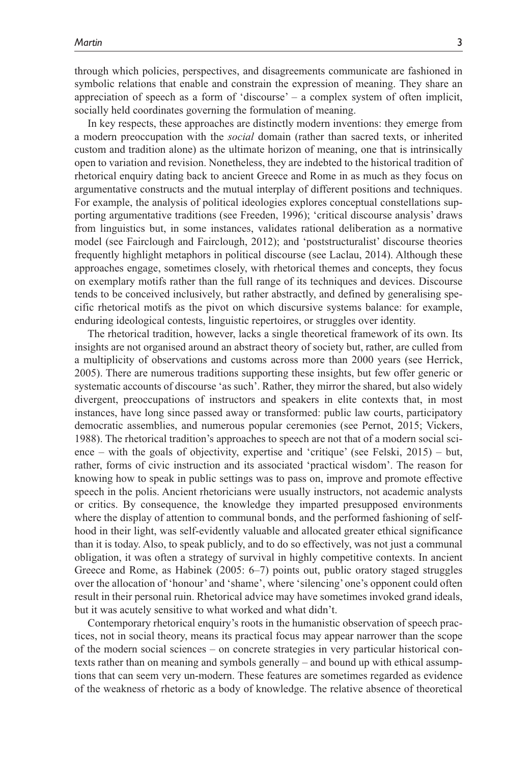through which policies, perspectives, and disagreements communicate are fashioned in symbolic relations that enable and constrain the expression of meaning. They share an appreciation of speech as a form of 'discourse' – a complex system of often implicit, socially held coordinates governing the formulation of meaning.

In key respects, these approaches are distinctly modern inventions: they emerge from a modern preoccupation with the *social* domain (rather than sacred texts, or inherited custom and tradition alone) as the ultimate horizon of meaning, one that is intrinsically open to variation and revision. Nonetheless, they are indebted to the historical tradition of rhetorical enquiry dating back to ancient Greece and Rome in as much as they focus on argumentative constructs and the mutual interplay of different positions and techniques. For example, the analysis of political ideologies explores conceptual constellations supporting argumentative traditions (see Freeden, 1996); 'critical discourse analysis' draws from linguistics but, in some instances, validates rational deliberation as a normative model (see Fairclough and Fairclough, 2012); and 'poststructuralist' discourse theories frequently highlight metaphors in political discourse (see Laclau, 2014). Although these approaches engage, sometimes closely, with rhetorical themes and concepts, they focus on exemplary motifs rather than the full range of its techniques and devices. Discourse tends to be conceived inclusively, but rather abstractly, and defined by generalising specific rhetorical motifs as the pivot on which discursive systems balance: for example, enduring ideological contests, linguistic repertoires, or struggles over identity.

The rhetorical tradition, however, lacks a single theoretical framework of its own. Its insights are not organised around an abstract theory of society but, rather, are culled from a multiplicity of observations and customs across more than 2000 years (see Herrick, 2005). There are numerous traditions supporting these insights, but few offer generic or systematic accounts of discourse 'as such'. Rather, they mirror the shared, but also widely divergent, preoccupations of instructors and speakers in elite contexts that, in most instances, have long since passed away or transformed: public law courts, participatory democratic assemblies, and numerous popular ceremonies (see Pernot, 2015; Vickers, 1988). The rhetorical tradition's approaches to speech are not that of a modern social science – with the goals of objectivity, expertise and 'critique' (see Felski, 2015) – but, rather, forms of civic instruction and its associated 'practical wisdom'. The reason for knowing how to speak in public settings was to pass on, improve and promote effective speech in the polis. Ancient rhetoricians were usually instructors, not academic analysts or critics. By consequence, the knowledge they imparted presupposed environments where the display of attention to communal bonds, and the performed fashioning of selfhood in their light, was self-evidently valuable and allocated greater ethical significance than it is today. Also, to speak publicly, and to do so effectively, was not just a communal obligation, it was often a strategy of survival in highly competitive contexts. In ancient Greece and Rome, as Habinek (2005: 6–7) points out, public oratory staged struggles over the allocation of 'honour' and 'shame', where 'silencing' one's opponent could often result in their personal ruin. Rhetorical advice may have sometimes invoked grand ideals, but it was acutely sensitive to what worked and what didn't.

Contemporary rhetorical enquiry's roots in the humanistic observation of speech practices, not in social theory, means its practical focus may appear narrower than the scope of the modern social sciences – on concrete strategies in very particular historical contexts rather than on meaning and symbols generally – and bound up with ethical assumptions that can seem very un-modern. These features are sometimes regarded as evidence of the weakness of rhetoric as a body of knowledge. The relative absence of theoretical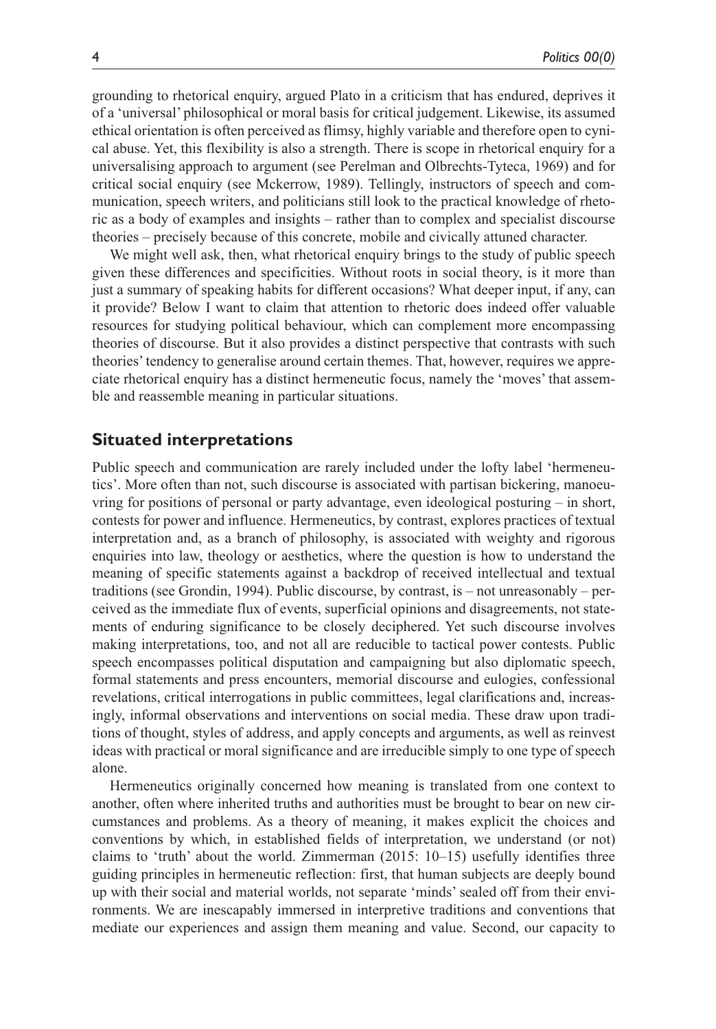grounding to rhetorical enquiry, argued Plato in a criticism that has endured, deprives it of a 'universal' philosophical or moral basis for critical judgement. Likewise, its assumed ethical orientation is often perceived as flimsy, highly variable and therefore open to cynical abuse. Yet, this flexibility is also a strength. There is scope in rhetorical enquiry for a universalising approach to argument (see Perelman and Olbrechts-Tyteca, 1969) and for critical social enquiry (see Mckerrow, 1989). Tellingly, instructors of speech and communication, speech writers, and politicians still look to the practical knowledge of rhetoric as a body of examples and insights – rather than to complex and specialist discourse theories – precisely because of this concrete, mobile and civically attuned character.

We might well ask, then, what rhetorical enquiry brings to the study of public speech given these differences and specificities. Without roots in social theory, is it more than just a summary of speaking habits for different occasions? What deeper input, if any, can it provide? Below I want to claim that attention to rhetoric does indeed offer valuable resources for studying political behaviour, which can complement more encompassing theories of discourse. But it also provides a distinct perspective that contrasts with such theories' tendency to generalise around certain themes. That, however, requires we appreciate rhetorical enquiry has a distinct hermeneutic focus, namely the 'moves' that assemble and reassemble meaning in particular situations.

## Situated interpretations

Public speech and communication are rarely included under the lofty label 'hermeneutics'. More often than not, such discourse is associated with partisan bickering, manoeuvring for positions of personal or party advantage, even ideological posturing – in short, contests for power and influence. Hermeneutics, by contrast, explores practices of textual interpretation and, as a branch of philosophy, is associated with weighty and rigorous enquiries into law, theology or aesthetics, where the question is how to understand the meaning of specific statements against a backdrop of received intellectual and textual traditions (see Grondin, 1994). Public discourse, by contrast, is – not unreasonably – perceived as the immediate flux of events, superficial opinions and disagreements, not statements of enduring significance to be closely deciphered. Yet such discourse involves making interpretations, too, and not all are reducible to tactical power contests. Public speech encompasses political disputation and campaigning but also diplomatic speech, formal statements and press encounters, memorial discourse and eulogies, confessional revelations, critical interrogations in public committees, legal clarifications and, increasingly, informal observations and interventions on social media. These draw upon traditions of thought, styles of address, and apply concepts and arguments, as well as reinvest ideas with practical or moral significance and are irreducible simply to one type of speech alone.

Hermeneutics originally concerned how meaning is translated from one context to another, often where inherited truths and authorities must be brought to bear on new circumstances and problems. As a theory of meaning, it makes explicit the choices and conventions by which, in established fields of interpretation, we understand (or not) claims to 'truth' about the world. Zimmerman (2015: 10–15) usefully identifies three guiding principles in hermeneutic reflection: first, that human subjects are deeply bound up with their social and material worlds, not separate 'minds' sealed off from their environments. We are inescapably immersed in interpretive traditions and conventions that mediate our experiences and assign them meaning and value. Second, our capacity to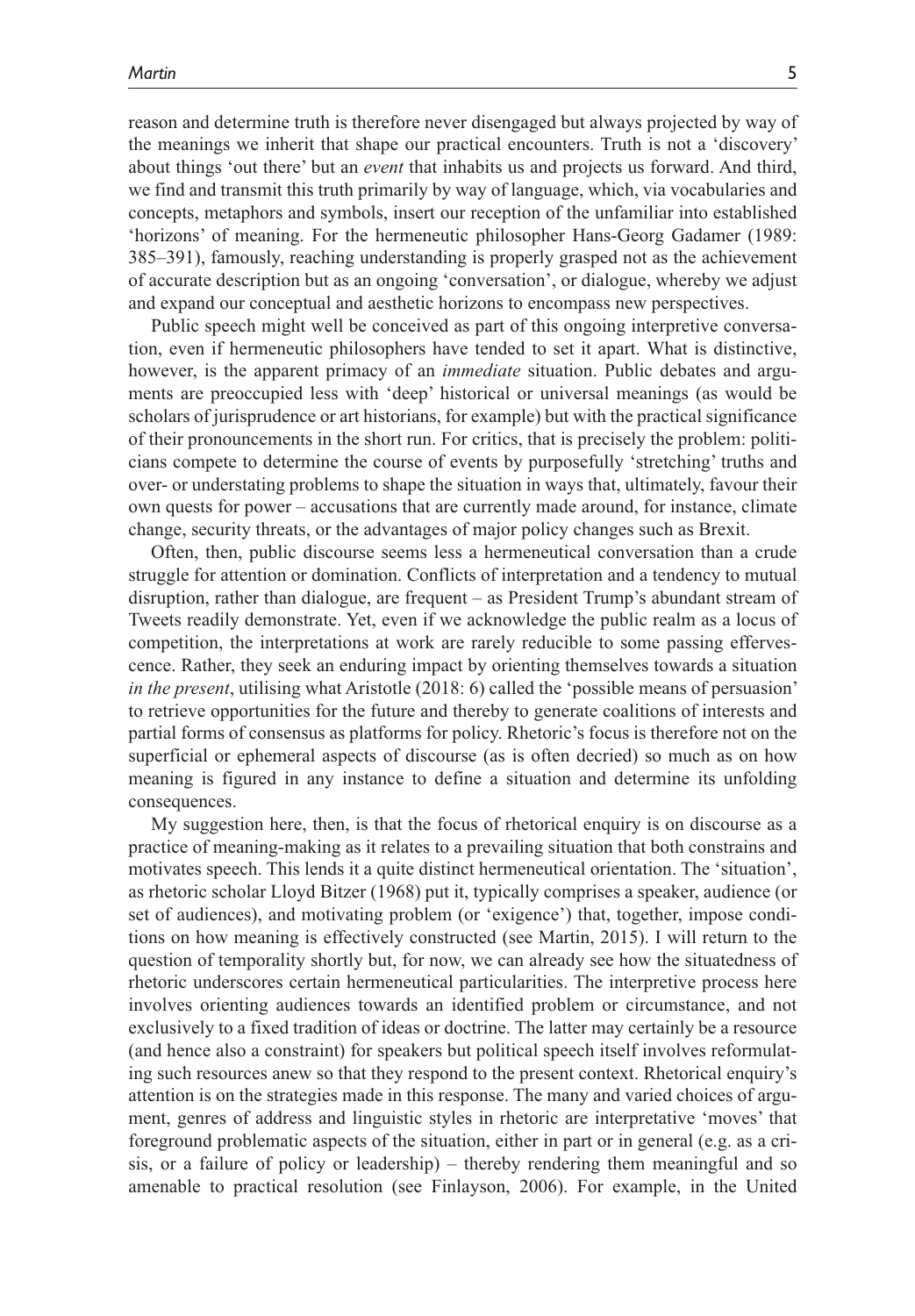reason and determine truth is therefore never disengaged but always projected by way of the meanings we inherit that shape our practical encounters. Truth is not a 'discovery' about things 'out there' but an *event* that inhabits us and projects us forward. And third, we find and transmit this truth primarily by way of language, which, via vocabularies and concepts, metaphors and symbols, insert our reception of the unfamiliar into established 'horizons' of meaning. For the hermeneutic philosopher Hans-Georg Gadamer (1989: 385–391), famously, reaching understanding is properly grasped not as the achievement of accurate description but as an ongoing 'conversation', or dialogue, whereby we adjust and expand our conceptual and aesthetic horizons to encompass new perspectives.

Public speech might well be conceived as part of this ongoing interpretive conversation, even if hermeneutic philosophers have tended to set it apart. What is distinctive, however, is the apparent primacy of an *immediate* situation. Public debates and arguments are preoccupied less with 'deep' historical or universal meanings (as would be scholars of jurisprudence or art historians, for example) but with the practical significance of their pronouncements in the short run. For critics, that is precisely the problem: politicians compete to determine the course of events by purposefully 'stretching' truths and over- or understating problems to shape the situation in ways that, ultimately, favour their own quests for power – accusations that are currently made around, for instance, climate change, security threats, or the advantages of major policy changes such as Brexit.

Often, then, public discourse seems less a hermeneutical conversation than a crude struggle for attention or domination. Conflicts of interpretation and a tendency to mutual disruption, rather than dialogue, are frequent – as President Trump's abundant stream of Tweets readily demonstrate. Yet, even if we acknowledge the public realm as a locus of competition, the interpretations at work are rarely reducible to some passing effervescence. Rather, they seek an enduring impact by orienting themselves towards a situation *in the present*, utilising what Aristotle (2018: 6) called the 'possible means of persuasion' to retrieve opportunities for the future and thereby to generate coalitions of interests and partial forms of consensus as platforms for policy. Rhetoric's focus is therefore not on the superficial or ephemeral aspects of discourse (as is often decried) so much as on how meaning is figured in any instance to define a situation and determine its unfolding consequences.

My suggestion here, then, is that the focus of rhetorical enquiry is on discourse as a practice of meaning-making as it relates to a prevailing situation that both constrains and motivates speech. This lends it a quite distinct hermeneutical orientation. The 'situation', as rhetoric scholar Lloyd Bitzer (1968) put it, typically comprises a speaker, audience (or set of audiences), and motivating problem (or 'exigence') that, together, impose conditions on how meaning is effectively constructed (see Martin, 2015). I will return to the question of temporality shortly but, for now, we can already see how the situatedness of rhetoric underscores certain hermeneutical particularities. The interpretive process here involves orienting audiences towards an identified problem or circumstance, and not exclusively to a fixed tradition of ideas or doctrine. The latter may certainly be a resource (and hence also a constraint) for speakers but political speech itself involves reformulating such resources anew so that they respond to the present context. Rhetorical enquiry's attention is on the strategies made in this response. The many and varied choices of argument, genres of address and linguistic styles in rhetoric are interpretative 'moves' that foreground problematic aspects of the situation, either in part or in general (e.g. as a crisis, or a failure of policy or leadership) – thereby rendering them meaningful and so amenable to practical resolution (see Finlayson, 2006). For example, in the United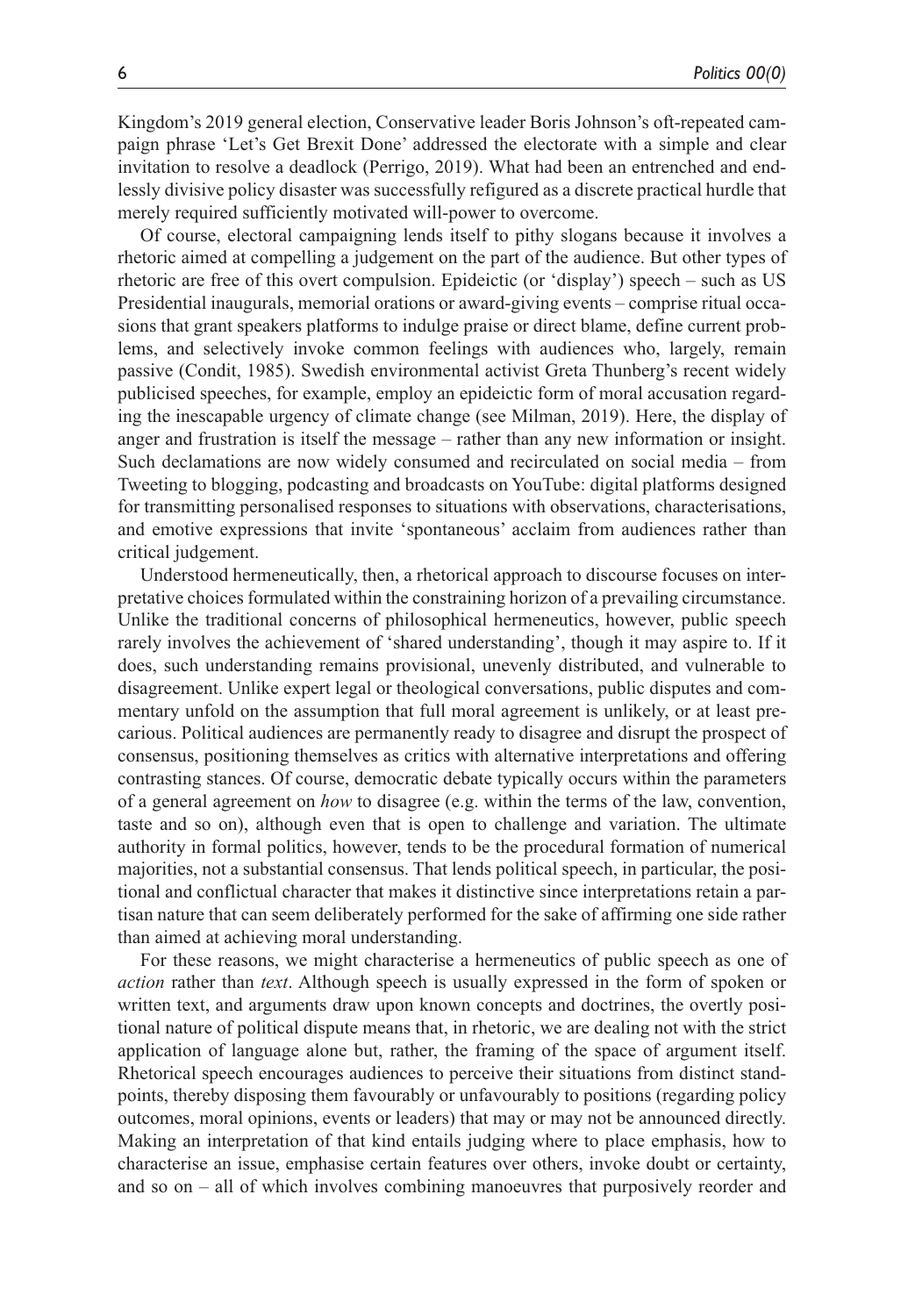Kingdom's 2019 general election, Conservative leader Boris Johnson's oft-repeated campaign phrase 'Let's Get Brexit Done' addressed the electorate with a simple and clear invitation to resolve a deadlock (Perrigo, 2019). What had been an entrenched and endlessly divisive policy disaster was successfully refigured as a discrete practical hurdle that merely required sufficiently motivated will-power to overcome.

Of course, electoral campaigning lends itself to pithy slogans because it involves a rhetoric aimed at compelling a judgement on the part of the audience. But other types of rhetoric are free of this overt compulsion. Epideictic (or 'display') speech – such as US Presidential inaugurals, memorial orations or award-giving events – comprise ritual occasions that grant speakers platforms to indulge praise or direct blame, define current problems, and selectively invoke common feelings with audiences who, largely, remain passive (Condit, 1985). Swedish environmental activist Greta Thunberg's recent widely publicised speeches, for example, employ an epideictic form of moral accusation regarding the inescapable urgency of climate change (see Milman, 2019). Here, the display of anger and frustration is itself the message – rather than any new information or insight. Such declamations are now widely consumed and recirculated on social media – from Tweeting to blogging, podcasting and broadcasts on YouTube: digital platforms designed for transmitting personalised responses to situations with observations, characterisations, and emotive expressions that invite 'spontaneous' acclaim from audiences rather than critical judgement.

Understood hermeneutically, then, a rhetorical approach to discourse focuses on interpretative choices formulated within the constraining horizon of a prevailing circumstance. Unlike the traditional concerns of philosophical hermeneutics, however, public speech rarely involves the achievement of 'shared understanding', though it may aspire to. If it does, such understanding remains provisional, unevenly distributed, and vulnerable to disagreement. Unlike expert legal or theological conversations, public disputes and commentary unfold on the assumption that full moral agreement is unlikely, or at least precarious. Political audiences are permanently ready to disagree and disrupt the prospect of consensus, positioning themselves as critics with alternative interpretations and offering contrasting stances. Of course, democratic debate typically occurs within the parameters of a general agreement on *how* to disagree (e.g. within the terms of the law, convention, taste and so on), although even that is open to challenge and variation. The ultimate authority in formal politics, however, tends to be the procedural formation of numerical majorities, not a substantial consensus. That lends political speech, in particular, the positional and conflictual character that makes it distinctive since interpretations retain a partisan nature that can seem deliberately performed for the sake of affirming one side rather than aimed at achieving moral understanding.

For these reasons, we might characterise a hermeneutics of public speech as one of *action* rather than *text*. Although speech is usually expressed in the form of spoken or written text, and arguments draw upon known concepts and doctrines, the overtly positional nature of political dispute means that, in rhetoric, we are dealing not with the strict application of language alone but, rather, the framing of the space of argument itself. Rhetorical speech encourages audiences to perceive their situations from distinct standpoints, thereby disposing them favourably or unfavourably to positions (regarding policy outcomes, moral opinions, events or leaders) that may or may not be announced directly. Making an interpretation of that kind entails judging where to place emphasis, how to characterise an issue, emphasise certain features over others, invoke doubt or certainty, and so on – all of which involves combining manoeuvres that purposively reorder and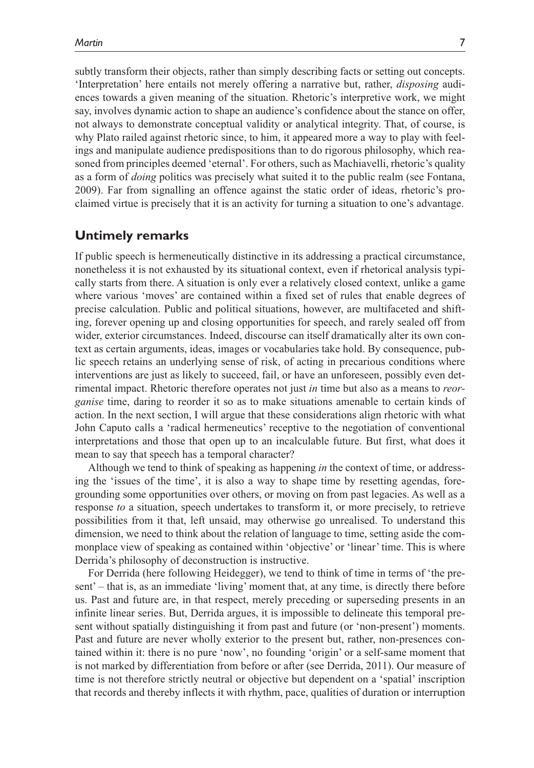subtly transform their objects, rather than simply describing facts or setting out concepts. 'Interpretation' here entails not merely offering a narrative but, rather, *disposing* audiences towards a given meaning of the situation. Rhetoric's interpretive work, we might say, involves dynamic action to shape an audience's confidence about the stance on offer, not always to demonstrate conceptual validity or analytical integrity. That, of course, is why Plato railed against rhetoric since, to him, it appeared more a way to play with feelings and manipulate audience predispositions than to do rigorous philosophy, which reasoned from principles deemed 'eternal'. For others, such as Machiavelli, rhetoric's quality as a form of *doing* politics was precisely what suited it to the public realm (see Fontana, 2009). Far from signalling an offence against the static order of ideas, rhetoric's proclaimed virtue is precisely that it is an activity for turning a situation to one's advantage.

## Untimely remarks

If public speech is hermeneutically distinctive in its addressing a practical circumstance, nonetheless it is not exhausted by its situational context, even if rhetorical analysis typically starts from there. A situation is only ever a relatively closed context, unlike a game where various 'moves' are contained within a fixed set of rules that enable degrees of precise calculation. Public and political situations, however, are multifaceted and shifting, forever opening up and closing opportunities for speech, and rarely sealed off from wider, exterior circumstances. Indeed, discourse can itself dramatically alter its own context as certain arguments, ideas, images or vocabularies take hold. By consequence, public speech retains an underlying sense of risk, of acting in precarious conditions where interventions are just as likely to succeed, fail, or have an unforeseen, possibly even detrimental impact. Rhetoric therefore operates not just *in* time but also as a means to *reorganise* time, daring to reorder it so as to make situations amenable to certain kinds of action. In the next section, I will argue that these considerations align rhetoric with what John Caputo calls a 'radical hermeneutics' receptive to the negotiation of conventional interpretations and those that open up to an incalculable future. But first, what does it mean to say that speech has a temporal character?

Although we tend to think of speaking as happening *in* the context of time, or addressing the 'issues of the time', it is also a way to shape time by resetting agendas, foregrounding some opportunities over others, or moving on from past legacies. As well as a response *to* a situation, speech undertakes to transform it, or more precisely, to retrieve possibilities from it that, left unsaid, may otherwise go unrealised. To understand this dimension, we need to think about the relation of language to time, setting aside the commonplace view of speaking as contained within 'objective' or 'linear' time. This is where Derrida's philosophy of deconstruction is instructive.

For Derrida (here following Heidegger), we tend to think of time in terms of 'the present' – that is, as an immediate 'living' moment that, at any time, is directly there before us. Past and future are, in that respect, merely preceding or superseding presents in an infinite linear series. But, Derrida argues, it is impossible to delineate this temporal present without spatially distinguishing it from past and future (or 'non-present') moments. Past and future are never wholly exterior to the present but, rather, non-presences contained within it: there is no pure 'now', no founding 'origin' or a self-same moment that is not marked by differentiation from before or after (see Derrida, 2011). Our measure of time is not therefore strictly neutral or objective but dependent on a 'spatial' inscription that records and thereby inflects it with rhythm, pace, qualities of duration or interruption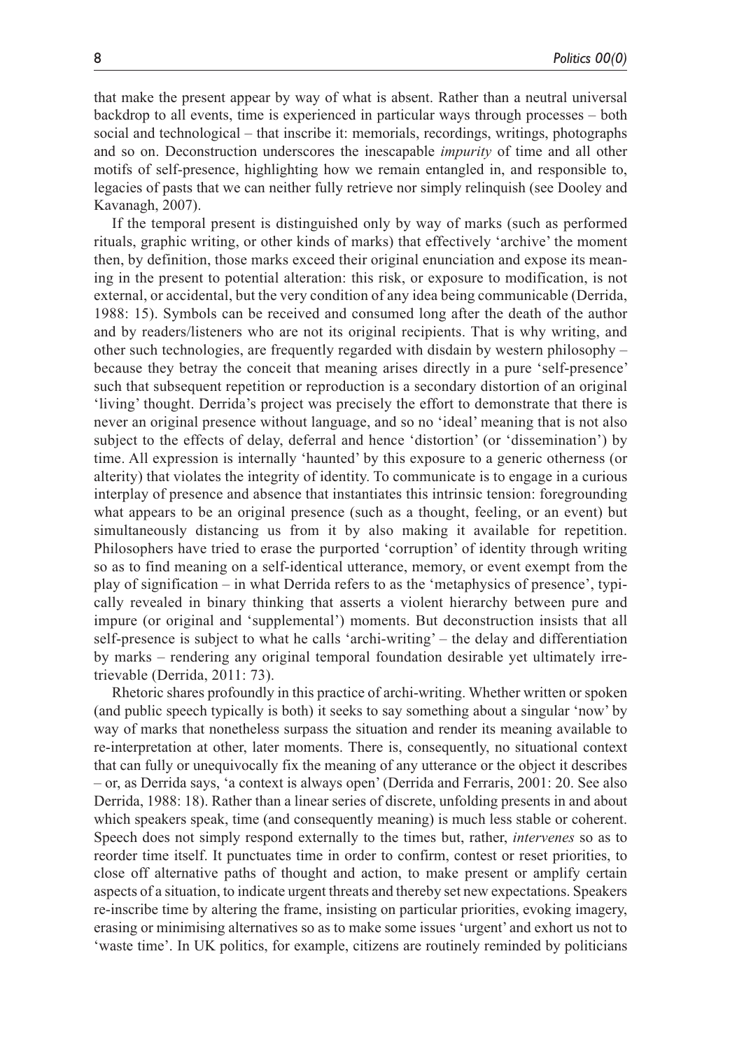that make the present appear by way of what is absent. Rather than a neutral universal backdrop to all events, time is experienced in particular ways through processes – both social and technological – that inscribe it: memorials, recordings, writings, photographs and so on. Deconstruction underscores the inescapable *impurity* of time and all other motifs of self-presence, highlighting how we remain entangled in, and responsible to, legacies of pasts that we can neither fully retrieve nor simply relinquish (see Dooley and Kavanagh, 2007).

If the temporal present is distinguished only by way of marks (such as performed rituals, graphic writing, or other kinds of marks) that effectively 'archive' the moment then, by definition, those marks exceed their original enunciation and expose its meaning in the present to potential alteration: this risk, or exposure to modification, is not external, or accidental, but the very condition of any idea being communicable (Derrida, 1988: 15). Symbols can be received and consumed long after the death of the author and by readers/listeners who are not its original recipients. That is why writing, and other such technologies, are frequently regarded with disdain by western philosophy – because they betray the conceit that meaning arises directly in a pure 'self-presence' such that subsequent repetition or reproduction is a secondary distortion of an original 'living' thought. Derrida's project was precisely the effort to demonstrate that there is never an original presence without language, and so no 'ideal' meaning that is not also subject to the effects of delay, deferral and hence 'distortion' (or 'dissemination') by time. All expression is internally 'haunted' by this exposure to a generic otherness (or alterity) that violates the integrity of identity. To communicate is to engage in a curious interplay of presence and absence that instantiates this intrinsic tension: foregrounding what appears to be an original presence (such as a thought, feeling, or an event) but simultaneously distancing us from it by also making it available for repetition. Philosophers have tried to erase the purported 'corruption' of identity through writing so as to find meaning on a self-identical utterance, memory, or event exempt from the play of signification – in what Derrida refers to as the 'metaphysics of presence', typically revealed in binary thinking that asserts a violent hierarchy between pure and impure (or original and 'supplemental') moments. But deconstruction insists that all self-presence is subject to what he calls 'archi-writing' – the delay and differentiation by marks – rendering any original temporal foundation desirable yet ultimately irretrievable (Derrida, 2011: 73).

Rhetoric shares profoundly in this practice of archi-writing. Whether written or spoken (and public speech typically is both) it seeks to say something about a singular 'now' by way of marks that nonetheless surpass the situation and render its meaning available to re-interpretation at other, later moments. There is, consequently, no situational context that can fully or unequivocally fix the meaning of any utterance or the object it describes – or, as Derrida says, 'a context is always open' (Derrida and Ferraris, 2001: 20. See also Derrida, 1988: 18). Rather than a linear series of discrete, unfolding presents in and about which speakers speak, time (and consequently meaning) is much less stable or coherent. Speech does not simply respond externally to the times but, rather, *intervenes* so as to reorder time itself. It punctuates time in order to confirm, contest or reset priorities, to close off alternative paths of thought and action, to make present or amplify certain aspects of a situation, to indicate urgent threats and thereby set new expectations. Speakers re-inscribe time by altering the frame, insisting on particular priorities, evoking imagery, erasing or minimising alternatives so as to make some issues 'urgent' and exhort us not to 'waste time'. In UK politics, for example, citizens are routinely reminded by politicians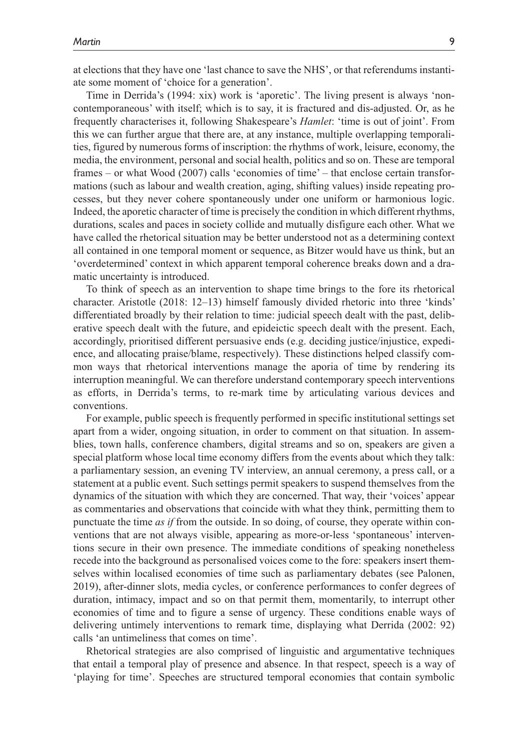at elections that they have one 'last chance to save the NHS', or that referendums instantiate some moment of 'choice for a generation'.

Time in Derrida's (1994: xix) work is 'aporetic'. The living present is always 'non-contemporaneous' with itself; which is to say, it is fractured and dis-adjusted. Or, as he frequently characterises it, following Shakespeare's *Hamlet*: 'time is out of joint'. From this we can further argue that there are, at any instance, multiple overlapping temporalities, figured by numerous forms of inscription: the rhythms of work, leisure, economy, the media, the environment, personal and social health, politics and so on. These are temporal frames – or what Wood (2007) calls 'economies of time' – that enclose certain transformations (such as labour and wealth creation, aging, shifting values) inside repeating processes, but they never cohere spontaneously under one uniform or harmonious logic. Indeed, the aporetic character of time is precisely the condition in which different rhythms, durations, scales and paces in society collide and mutually disfigure each other. What we have called the rhetorical situation may be better understood not as a determining context all contained in one temporal moment or sequence, as Bitzer would have us think, but an 'overdetermined' context in which apparent temporal coherence breaks down and a dramatic uncertainty is introduced.

To think of speech as an intervention to shape time brings to the fore its rhetorical character. Aristotle (2018: 12–13) himself famously divided rhetoric into three 'kinds' differentiated broadly by their relation to time: judicial speech dealt with the past, deliberative speech dealt with the future, and epideictic speech dealt with the present. Each, accordingly, prioritised different persuasive ends (e.g. deciding justice/injustice, expedience, and allocating praise/blame, respectively). These distinctions helped classify common ways that rhetorical interventions manage the aporia of time by rendering its interruption meaningful. We can therefore understand contemporary speech interventions as efforts, in Derrida's terms, to re-mark time by articulating various devices and conventions.

For example, public speech is frequently performed in specific institutional settings set apart from a wider, ongoing situation, in order to comment on that situation. In assemblies, town halls, conference chambers, digital streams and so on, speakers are given a special platform whose local time economy differs from the events about which they talk: a parliamentary session, an evening TV interview, an annual ceremony, a press call, or a statement at a public event. Such settings permit speakers to suspend themselves from the dynamics of the situation with which they are concerned. That way, their 'voices' appear as commentaries and observations that coincide with what they think, permitting them to punctuate the time *as if* from the outside. In so doing, of course, they operate within conventions that are not always visible, appearing as more-or-less 'spontaneous' interventions secure in their own presence. The immediate conditions of speaking nonetheless recede into the background as personalised voices come to the fore: speakers insert themselves within localised economies of time such as parliamentary debates (see Palonen, 2019), after-dinner slots, media cycles, or conference performances to confer degrees of duration, intimacy, impact and so on that permit them, momentarily, to interrupt other economies of time and to figure a sense of urgency. These conditions enable ways of delivering untimely interventions to remark time, displaying what Derrida (2002: 92) calls 'an untimeliness that comes on time'.

Rhetorical strategies are also comprised of linguistic and argumentative techniques that entail a temporal play of presence and absence. In that respect, speech is a way of 'playing for time'. Speeches are structured temporal economies that contain symbolic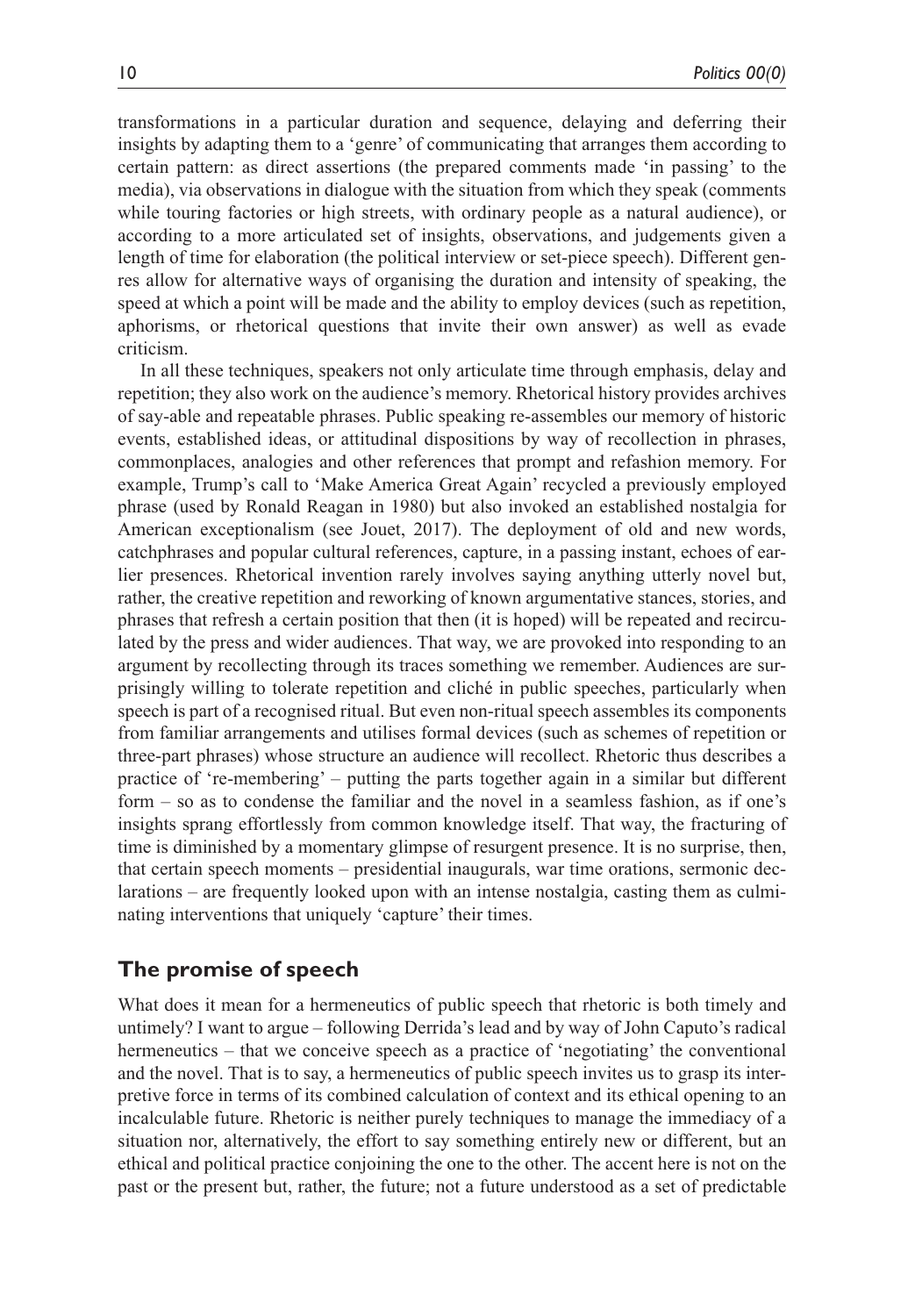transformations in a particular duration and sequence, delaying and deferring their insights by adapting them to a 'genre' of communicating that arranges them according to certain pattern: as direct assertions (the prepared comments made 'in passing' to the media), via observations in dialogue with the situation from which they speak (comments while touring factories or high streets, with ordinary people as a natural audience), or according to a more articulated set of insights, observations, and judgements given a length of time for elaboration (the political interview or set-piece speech). Different genres allow for alternative ways of organising the duration and intensity of speaking, the speed at which a point will be made and the ability to employ devices (such as repetition, aphorisms, or rhetorical questions that invite their own answer) as well as evade criticism.

In all these techniques, speakers not only articulate time through emphasis, delay and repetition; they also work on the audience's memory. Rhetorical history provides archives of say-able and repeatable phrases. Public speaking re-assembles our memory of historic events, established ideas, or attitudinal dispositions by way of recollection in phrases, commonplaces, analogies and other references that prompt and refashion memory. For example, Trump's call to 'Make America Great Again' recycled a previously employed phrase (used by Ronald Reagan in 1980) but also invoked an established nostalgia for American exceptionalism (see Jouet, 2017). The deployment of old and new words, catchphrases and popular cultural references, capture, in a passing instant, echoes of earlier presences. Rhetorical invention rarely involves saying anything utterly novel but, rather, the creative repetition and reworking of known argumentative stances, stories, and phrases that refresh a certain position that then (it is hoped) will be repeated and recirculated by the press and wider audiences. That way, we are provoked into responding to an argument by recollecting through its traces something we remember. Audiences are surprisingly willing to tolerate repetition and cliché in public speeches, particularly when speech is part of a recognised ritual. But even non-ritual speech assembles its components from familiar arrangements and utilises formal devices (such as schemes of repetition or three-part phrases) whose structure an audience will recollect. Rhetoric thus describes a practice of 're-membering' – putting the parts together again in a similar but different form – so as to condense the familiar and the novel in a seamless fashion, as if one's insights sprang effortlessly from common knowledge itself. That way, the fracturing of time is diminished by a momentary glimpse of resurgent presence. It is no surprise, then, that certain speech moments – presidential inaugurals, war time orations, sermonic declarations – are frequently looked upon with an intense nostalgia, casting them as culminating interventions that uniquely 'capture' their times.

## The promise of speech

What does it mean for a hermeneutics of public speech that rhetoric is both timely and untimely? I want to argue – following Derrida's lead and by way of John Caputo's radical hermeneutics – that we conceive speech as a practice of 'negotiating' the conventional and the novel. That is to say, a hermeneutics of public speech invites us to grasp its interpretive force in terms of its combined calculation of context and its ethical opening to an incalculable future. Rhetoric is neither purely techniques to manage the immediacy of a situation nor, alternatively, the effort to say something entirely new or different, but an ethical and political practice conjoining the one to the other. The accent here is not on the past or the present but, rather, the future; not a future understood as a set of predictable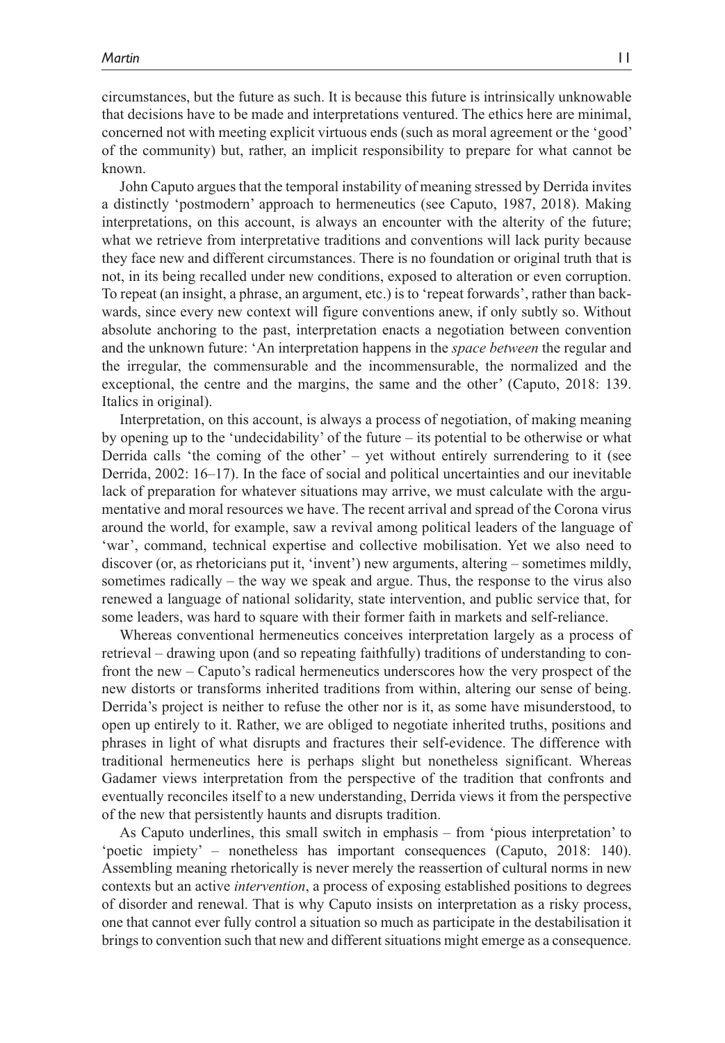circumstances, but the future as such. It is because this future is intrinsically unknowable that decisions have to be made and interpretations ventured. The ethics here are minimal, concerned not with meeting explicit virtuous ends (such as moral agreement or the 'good' of the community) but, rather, an implicit responsibility to prepare for what cannot be known.

John Caputo argues that the temporal instability of meaning stressed by Derrida invites a distinctly 'postmodern' approach to hermeneutics (see Caputo, 1987, 2018). Making interpretations, on this account, is always an encounter with the alterity of the future; what we retrieve from interpretative traditions and conventions will lack purity because they face new and different circumstances. There is no foundation or original truth that is not, in its being recalled under new conditions, exposed to alteration or even corruption. To repeat (an insight, a phrase, an argument, etc.) is to 'repeat forwards', rather than backwards, since every new context will figure conventions anew, if only subtly so. Without absolute anchoring to the past, interpretation enacts a negotiation between convention and the unknown future: 'An interpretation happens in the *space between* the regular and the irregular, the commensurable and the incommensurable, the normalized and the exceptional, the centre and the margins, the same and the other' (Caputo, 2018: 139. Italics in original).

Interpretation, on this account, is always a process of negotiation, of making meaning by opening up to the 'undecidability' of the future – its potential to be otherwise or what Derrida calls 'the coming of the other' – yet without entirely surrendering to it (see Derrida, 2002: 16–17). In the face of social and political uncertainties and our inevitable lack of preparation for whatever situations may arrive, we must calculate with the argumentative and moral resources we have. The recent arrival and spread of the Corona virus around the world, for example, saw a revival among political leaders of the language of 'war', command, technical expertise and collective mobilisation. Yet we also need to discover (or, as rhetoricians put it, 'invent') new arguments, altering – sometimes mildly, sometimes radically – the way we speak and argue. Thus, the response to the virus also renewed a language of national solidarity, state intervention, and public service that, for some leaders, was hard to square with their former faith in markets and self-reliance.

Whereas conventional hermeneutics conceives interpretation largely as a process of retrieval – drawing upon (and so repeating faithfully) traditions of understanding to confront the new – Caputo's radical hermeneutics underscores how the very prospect of the new distorts or transforms inherited traditions from within, altering our sense of being. Derrida's project is neither to refuse the other nor is it, as some have misunderstood, to open up entirely to it. Rather, we are obliged to negotiate inherited truths, positions and phrases in light of what disrupts and fractures their self-evidence. The difference with traditional hermeneutics here is perhaps slight but nonetheless significant. Whereas Gadamer views interpretation from the perspective of the tradition that confronts and eventually reconciles itself to a new understanding, Derrida views it from the perspective of the new that persistently haunts and disrupts tradition.

As Caputo underlines, this small switch in emphasis – from 'pious interpretation' to 'poetic impiety' – nonetheless has important consequences (Caputo, 2018: 140). Assembling meaning rhetorically is never merely the reassertion of cultural norms in new contexts but an active *intervention*, a process of exposing established positions to degrees of disorder and renewal. That is why Caputo insists on interpretation as a risky process, one that cannot ever fully control a situation so much as participate in the destabilisation it brings to convention such that new and different situations might emerge as a consequence.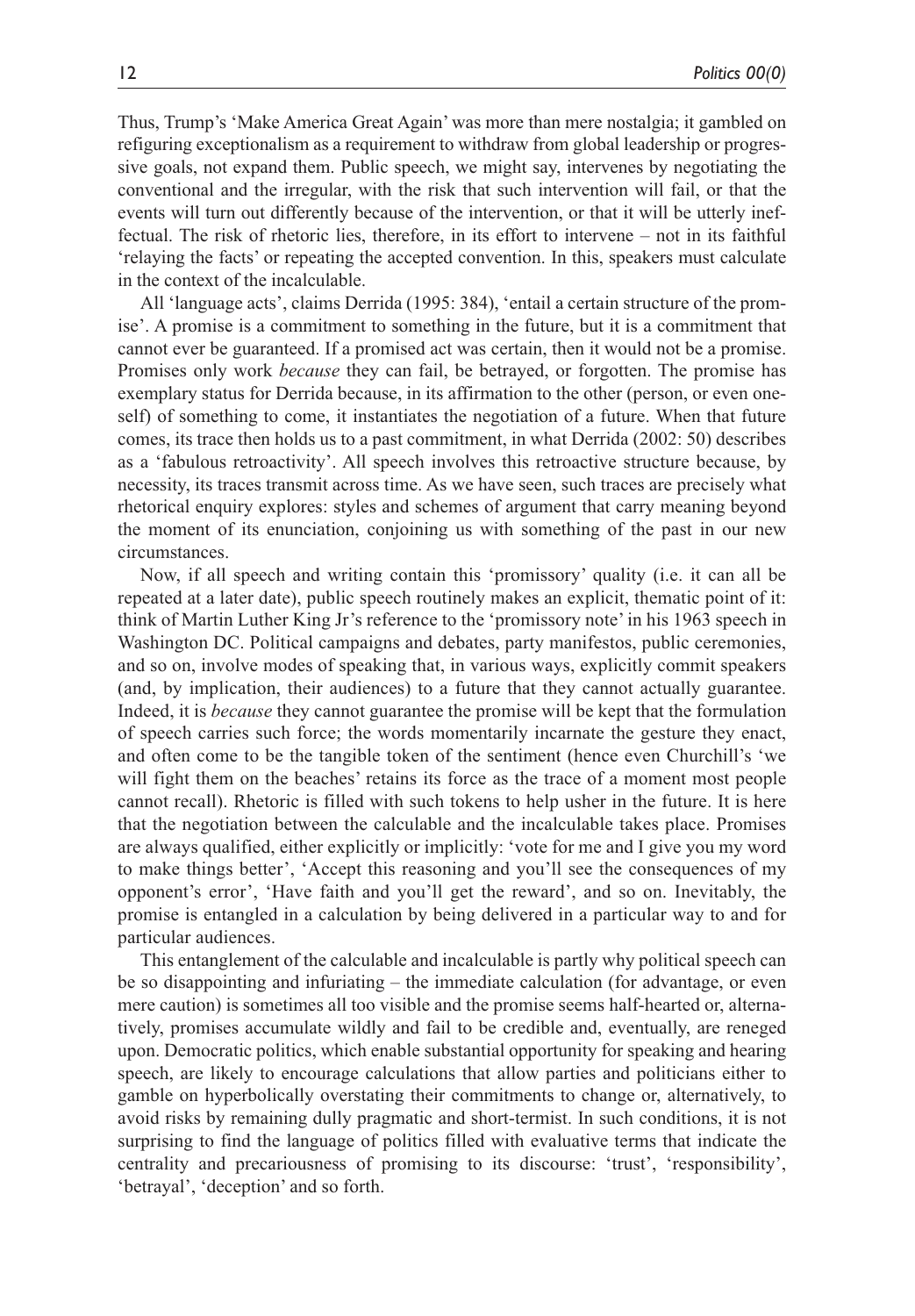Thus, Trump's 'Make America Great Again' was more than mere nostalgia; it gambled on refiguring exceptionalism as a requirement to withdraw from global leadership or progressive goals, not expand them. Public speech, we might say, intervenes by negotiating the conventional and the irregular, with the risk that such intervention will fail, or that the events will turn out differently because of the intervention, or that it will be utterly ineffectual. The risk of rhetoric lies, therefore, in its effort to intervene – not in its faithful 'relaying the facts' or repeating the accepted convention. In this, speakers must calculate in the context of the incalculable.

All 'language acts', claims Derrida (1995: 384), 'entail a certain structure of the promise'. A promise is a commitment to something in the future, but it is a commitment that cannot ever be guaranteed. If a promised act was certain, then it would not be a promise. Promises only work *because* they can fail, be betrayed, or forgotten. The promise has exemplary status for Derrida because, in its affirmation to the other (person, or even oneself) of something to come, it instantiates the negotiation of a future. When that future comes, its trace then holds us to a past commitment, in what Derrida (2002: 50) describes as a 'fabulous retroactivity'. All speech involves this retroactive structure because, by necessity, its traces transmit across time. As we have seen, such traces are precisely what rhetorical enquiry explores: styles and schemes of argument that carry meaning beyond the moment of its enunciation, conjoining us with something of the past in our new circumstances.

Now, if all speech and writing contain this 'promissory' quality (i.e. it can all be repeated at a later date), public speech routinely makes an explicit, thematic point of it: think of Martin Luther King Jr's reference to the 'promissory note' in his 1963 speech in Washington DC. Political campaigns and debates, party manifestos, public ceremonies, and so on, involve modes of speaking that, in various ways, explicitly commit speakers (and, by implication, their audiences) to a future that they cannot actually guarantee. Indeed, it is *because* they cannot guarantee the promise will be kept that the formulation of speech carries such force; the words momentarily incarnate the gesture they enact, and often come to be the tangible token of the sentiment (hence even Churchill's 'we will fight them on the beaches' retains its force as the trace of a moment most people cannot recall). Rhetoric is filled with such tokens to help usher in the future. It is here that the negotiation between the calculable and the incalculable takes place. Promises are always qualified, either explicitly or implicitly: 'vote for me and I give you my word to make things better', 'Accept this reasoning and you'll see the consequences of my opponent's error', 'Have faith and you'll get the reward', and so on. Inevitably, the promise is entangled in a calculation by being delivered in a particular way to and for particular audiences.

This entanglement of the calculable and incalculable is partly why political speech can be so disappointing and infuriating – the immediate calculation (for advantage, or even mere caution) is sometimes all too visible and the promise seems half-hearted or, alternatively, promises accumulate wildly and fail to be credible and, eventually, are reneged upon. Democratic politics, which enable substantial opportunity for speaking and hearing speech, are likely to encourage calculations that allow parties and politicians either to gamble on hyperbolically overstating their commitments to change or, alternatively, to avoid risks by remaining dully pragmatic and short-termist. In such conditions, it is not surprising to find the language of politics filled with evaluative terms that indicate the centrality and precariousness of promising to its discourse: 'trust', 'responsibility', 'betrayal', 'deception' and so forth.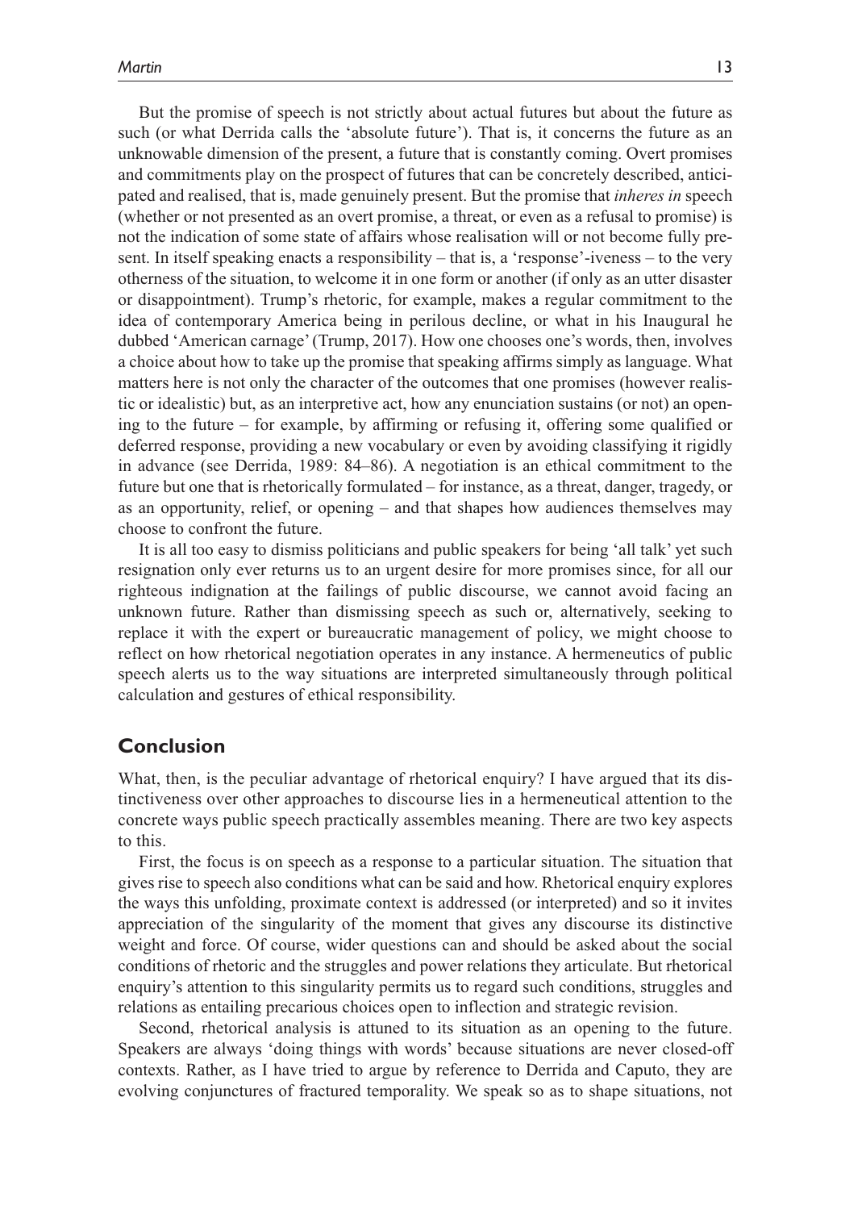But the promise of speech is not strictly about actual futures but about the future as such (or what Derrida calls the 'absolute future'). That is, it concerns the future as an unknowable dimension of the present, a future that is constantly coming. Overt promises and commitments play on the prospect of futures that can be concretely described, anticipated and realised, that is, made genuinely present. But the promise that *inheres in* speech (whether or not presented as an overt promise, a threat, or even as a refusal to promise) is not the indication of some state of affairs whose realisation will or not become fully present. In itself speaking enacts a responsibility – that is, a 'response'-iveness – to the very otherness of the situation, to welcome it in one form or another (if only as an utter disaster or disappointment). Trump's rhetoric, for example, makes a regular commitment to the idea of contemporary America being in perilous decline, or what in his Inaugural he dubbed 'American carnage' (Trump, 2017). How one chooses one's words, then, involves a choice about how to take up the promise that speaking affirms simply as language. What matters here is not only the character of the outcomes that one promises (however realistic or idealistic) but, as an interpretive act, how any enunciation sustains (or not) an opening to the future – for example, by affirming or refusing it, offering some qualified or deferred response, providing a new vocabulary or even by avoiding classifying it rigidly in advance (see Derrida, 1989: 84–86). A negotiation is an ethical commitment to the future but one that is rhetorically formulated – for instance, as a threat, danger, tragedy, or as an opportunity, relief, or opening – and that shapes how audiences themselves may choose to confront the future.

It is all too easy to dismiss politicians and public speakers for being 'all talk' yet such resignation only ever returns us to an urgent desire for more promises since, for all our righteous indignation at the failings of public discourse, we cannot avoid facing an unknown future. Rather than dismissing speech as such or, alternatively, seeking to replace it with the expert or bureaucratic management of policy, we might choose to reflect on how rhetorical negotiation operates in any instance. A hermeneutics of public speech alerts us to the way situations are interpreted simultaneously through political calculation and gestures of ethical responsibility.

## Conclusion

What, then, is the peculiar advantage of rhetorical enquiry? I have argued that its distinctiveness over other approaches to discourse lies in a hermeneutical attention to the concrete ways public speech practically assembles meaning. There are two key aspects to this.

First, the focus is on speech as a response to a particular situation. The situation that gives rise to speech also conditions what can be said and how. Rhetorical enquiry explores the ways this unfolding, proximate context is addressed (or interpreted) and so it invites appreciation of the singularity of the moment that gives any discourse its distinctive weight and force. Of course, wider questions can and should be asked about the social conditions of rhetoric and the struggles and power relations they articulate. But rhetorical enquiry's attention to this singularity permits us to regard such conditions, struggles and relations as entailing precarious choices open to inflection and strategic revision.

Second, rhetorical analysis is attuned to its situation as an opening to the future. Speakers are always 'doing things with words' because situations are never closed-off contexts. Rather, as I have tried to argue by reference to Derrida and Caputo, they are evolving conjunctures of fractured temporality. We speak so as to shape situations, not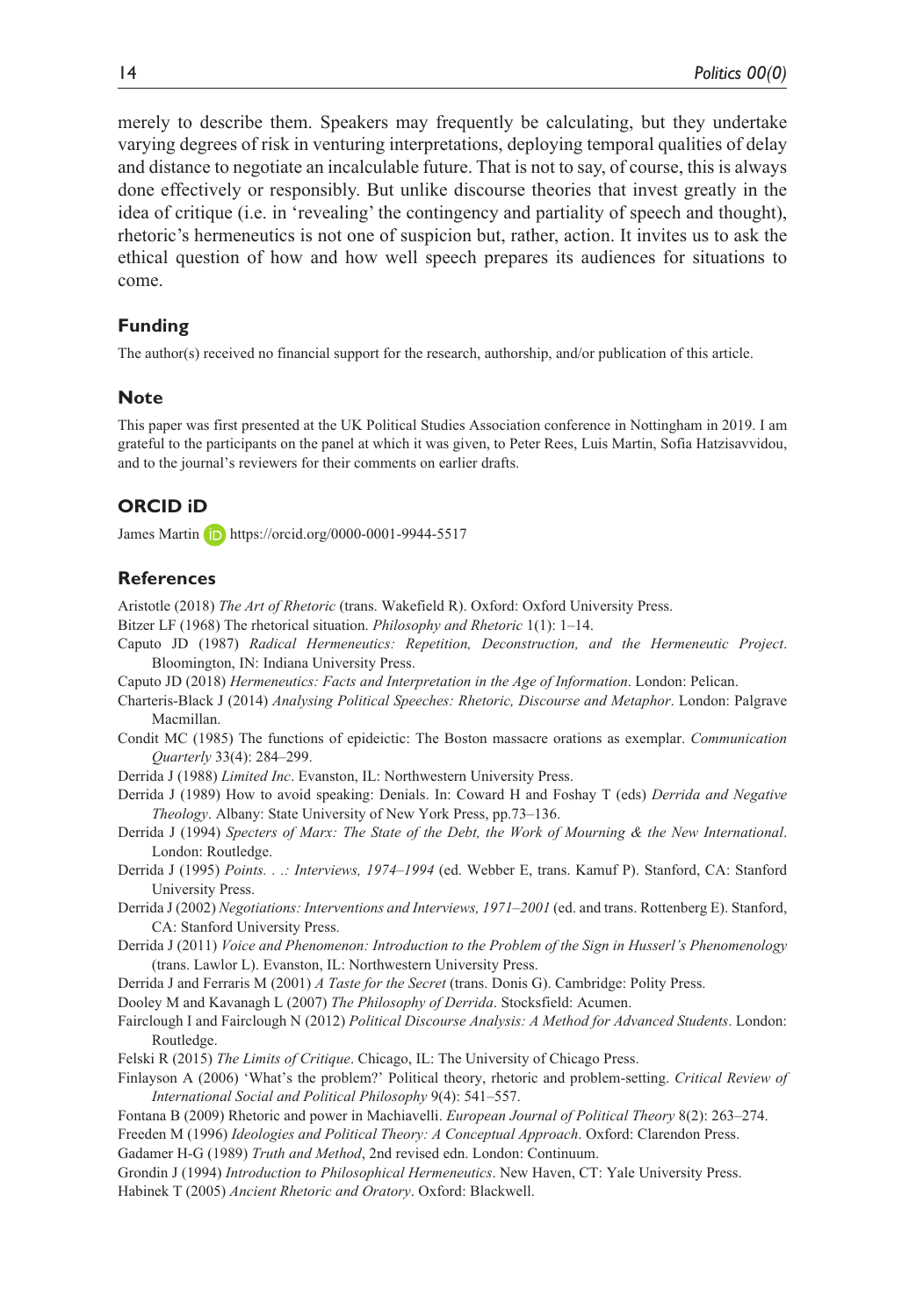merely to describe them. Speakers may frequently be calculating, but they undertake varying degrees of risk in venturing interpretations, deploying temporal qualities of delay and distance to negotiate an incalculable future. That is not to say, of course, this is always done effectively or responsibly. But unlike discourse theories that invest greatly in the idea of critique (i.e. in 'revealing' the contingency and partiality of speech and thought), rhetoric's hermeneutics is not one of suspicion but, rather, action. It invites us to ask the ethical question of how and how well speech prepares its audiences for situations to come.

## Funding

The author(s) received no financial support for the research, authorship, and/or publication of this article.

## Note

This paper was first presented at the UK Political Studies Association conference in Nottingham in 2019. I am grateful to the participants on the panel at which it was given, to Peter Rees, Luis Martin, Sofia Hatzisavvidou, and to the journal's reviewers for their comments on earlier drafts.

## ORCID iD

James Martin https://orcid.org/0000-0001-9944-5517

## References

Aristotle (2018) *The Art of Rhetoric* (trans. Wakefield R). Oxford: Oxford University Press.

Bitzer LF (1968) The rhetorical situation. *Philosophy and Rhetoric* 1(1): 1–14.

Caputo JD (1987) *Radical Hermeneutics: Repetition, Deconstruction, and the Hermeneutic Project*. Bloomington, IN: Indiana University Press.

Caputo JD (2018) *Hermeneutics: Facts and Interpretation in the Age of Information*. London: Pelican.

Charteris-Black J (2014) *Analysing Political Speeches: Rhetoric, Discourse and Metaphor*. London: Palgrave Macmillan.

Condit MC (1985) The functions of epideictic: The Boston massacre orations as exemplar. *Communication Quarterly* 33(4): 284–299.

Derrida J (1988) *Limited Inc*. Evanston, IL: Northwestern University Press.

Derrida J (1989) How to avoid speaking: Denials. In: Coward H and Foshay T (eds) *Derrida and Negative Theology*. Albany: State University of New York Press, pp.73–136.

Derrida J (1994) *Specters of Marx: The State of the Debt, the Work of Mourning & the New International*. London: Routledge.

Derrida J (1995) *Points. . .: Interviews, 1974–1994* (ed. Webber E, trans. Kamuf P). Stanford, CA: Stanford University Press.

Derrida J (2002) *Negotiations: Interventions and Interviews, 1971–2001* (ed. and trans. Rottenberg E). Stanford, CA: Stanford University Press.

Derrida J (2011) *Voice and Phenomenon: Introduction to the Problem of the Sign in Husserl's Phenomenology* (trans. Lawlor L). Evanston, IL: Northwestern University Press.

Derrida J and Ferraris M (2001) *A Taste for the Secret* (trans. Donis G). Cambridge: Polity Press.

Dooley M and Kavanagh L (2007) *The Philosophy of Derrida*. Stocksfield: Acumen.

Fairclough I and Fairclough N (2012) *Political Discourse Analysis: A Method for Advanced Students*. London: Routledge.

Felski R (2015) *The Limits of Critique*. Chicago, IL: The University of Chicago Press.

Finlayson A (2006) 'What's the problem?' Political theory, rhetoric and problem-setting. *Critical Review of International Social and Political Philosophy* 9(4): 541–557.

Fontana B (2009) Rhetoric and power in Machiavelli. *European Journal of Political Theory* 8(2): 263–274.

Freeden M (1996) *Ideologies and Political Theory: A Conceptual Approach*. Oxford: Clarendon Press.

Gadamer H-G (1989) *Truth and Method*, 2nd revised edn. London: Continuum.

Grondin J (1994) *Introduction to Philosophical Hermeneutics*. New Haven, CT: Yale University Press.

Habinek T (2005) *Ancient Rhetoric and Oratory*. Oxford: Blackwell.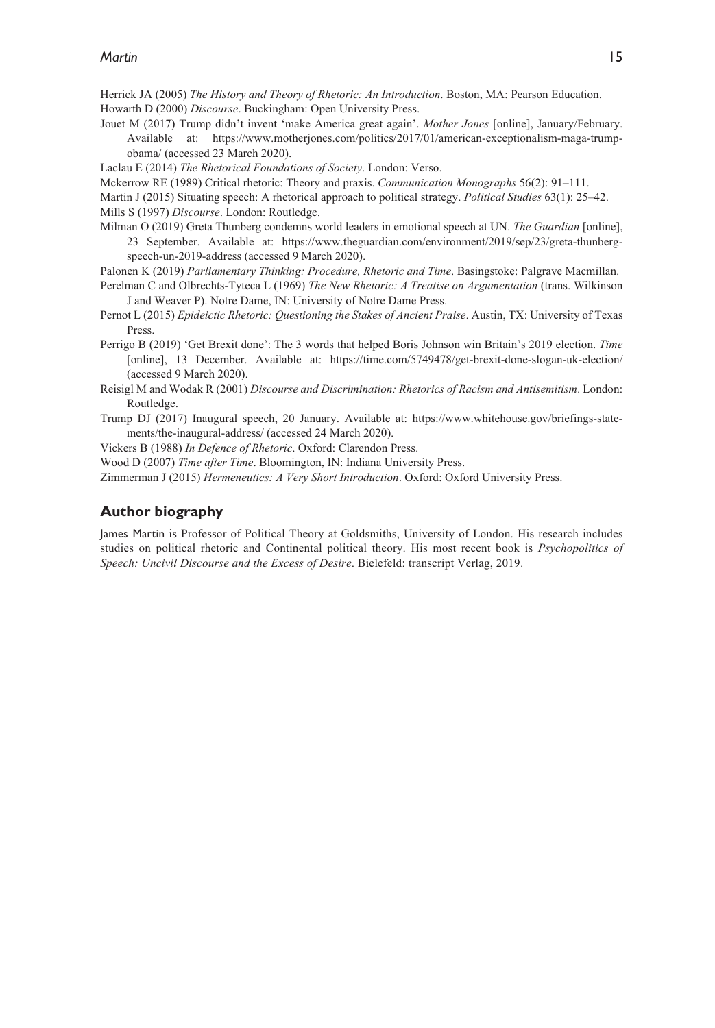Herrick JA (2005) *The History and Theory of Rhetoric: An Introduction*. Boston, MA: Pearson Education.

Howarth D (2000) *Discourse*. Buckingham: Open University Press.

Jouet M (2017) Trump didn't invent 'make America great again'. *Mother Jones* [online], January/February. Available at: https://www.motherjones.com/politics/2017/01/american-exceptionalism-maga-trump-obama/ (accessed 23 March 2020).

Laclau E (2014) *The Rhetorical Foundations of Society*. London: Verso.

Mckerrow RE (1989) Critical rhetoric: Theory and praxis. *Communication Monographs* 56(2): 91–111.

Martin J (2015) Situating speech: A rhetorical approach to political strategy. *Political Studies* 63(1): 25–42.

Mills S (1997) *Discourse*. London: Routledge.

Milman O (2019) Greta Thunberg condemns world leaders in emotional speech at UN. *The Guardian* [online], 23 September. Available at: https://www.theguardian.com/environment/2019/sep/23/greta-thunberg-speech-un-2019-address (accessed 9 March 2020).

Palonen K (2019) *Parliamentary Thinking: Procedure, Rhetoric and Time*. Basingstoke: Palgrave Macmillan.

Perelman C and Olbrechts-Tyteca L (1969) *The New Rhetoric: A Treatise on Argumentation* (trans. Wilkinson J and Weaver P). Notre Dame, IN: University of Notre Dame Press.

Pernot L (2015) *Epideictic Rhetoric: Questioning the Stakes of Ancient Praise*. Austin, TX: University of Texas Press.

Perrigo B (2019) 'Get Brexit done': The 3 words that helped Boris Johnson win Britain's 2019 election. *Time* [online], 13 December. Available at: https://time.com/5749478/get-brexit-done-slogan-uk-election/ (accessed 9 March 2020).

Reisigl M and Wodak R (2001) *Discourse and Discrimination: Rhetorics of Racism and Antisemitism*. London: Routledge.

Trump DJ (2017) Inaugural speech, 20 January. Available at: https://www.whitehouse.gov/briefings-statements/the-inaugural-address/ (accessed 24 March 2020).

Vickers B (1988) *In Defence of Rhetoric*. Oxford: Clarendon Press.

Wood D (2007) *Time after Time*. Bloomington, IN: Indiana University Press.

Zimmerman J (2015) *Hermeneutics: A Very Short Introduction*. Oxford: Oxford University Press.

## Author biography

James Martin is Professor of Political Theory at Goldsmiths, University of London. His research includes studies on political rhetoric and Continental political theory. His most recent book is *Psychopolitics of Speech: Uncivil Discourse and the Excess of Desire*. Bielefeld: transcript Verlag, 2019.